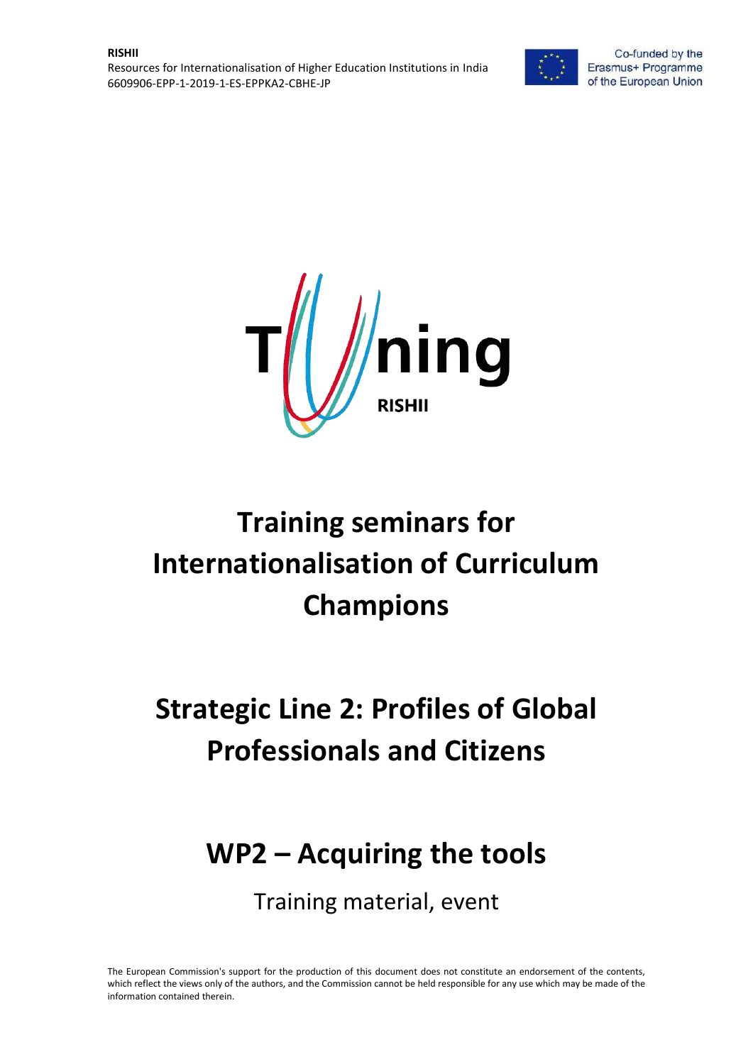**RISHII**
Resources for Internationalisation of Higher Education Institutions in India
6609906-EPP-1-2019-1-ES-EPPKA2-CBHE-JP

Co-funded by the Erasmus+ Programme of the European Union

Tuning RISHII

# Training seminars for Internationalisation of Curriculum Champions

# Strategic Line 2: Profiles of Global Professionals and Citizens

# WP2 – Acquiring the tools

Training material, event

The European Commission's support for the production of this document does not constitute an endorsement of the contents, which reflect the views only of the authors, and the Commission cannot be held responsible for any use which may be made of the information contained therein.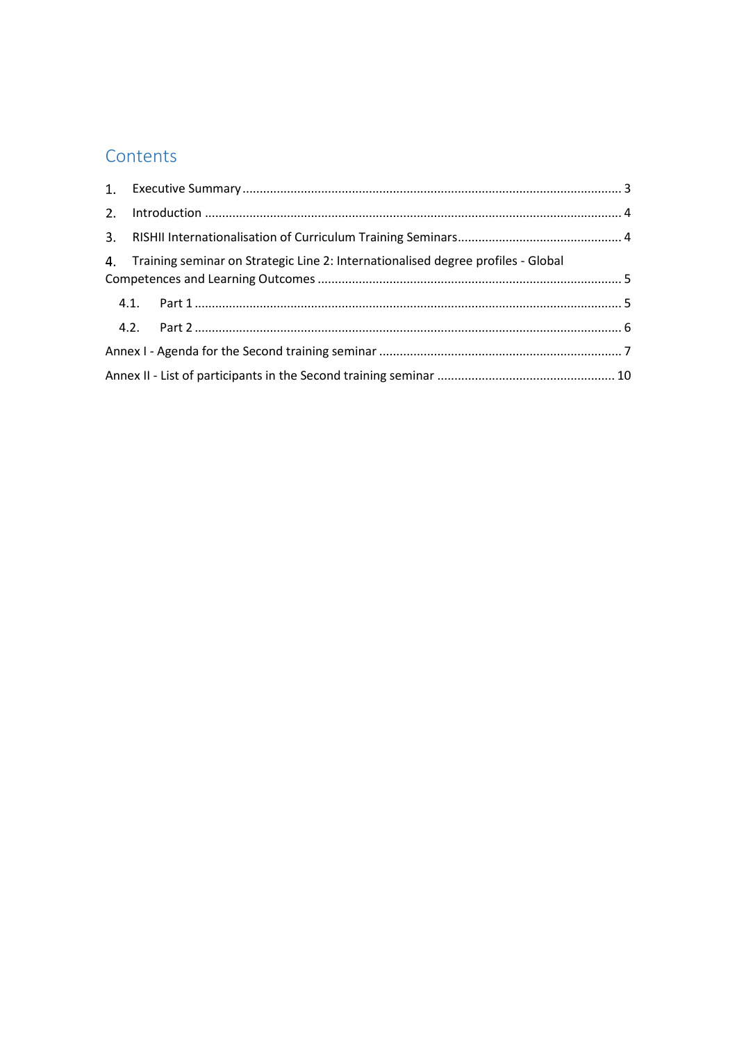# Contents

1. Executive Summary ............................................................................................................. 3
2. Introduction ........................................................................................................................ 4
3. RISHII Internationalisation of Curriculum Training Seminars............................................... 4
4. Training seminar on Strategic Line 2: Internationalised degree profiles - Global Competences and Learning Outcomes ....................................................................................... 5
   - 4.1. Part 1 ........................................................................................................................... 5
   - 4.2. Part 2 ........................................................................................................................... 6

Annex I - Agenda for the Second training seminar ...................................................................... 7

Annex II - List of participants in the Second training seminar .................................................... 10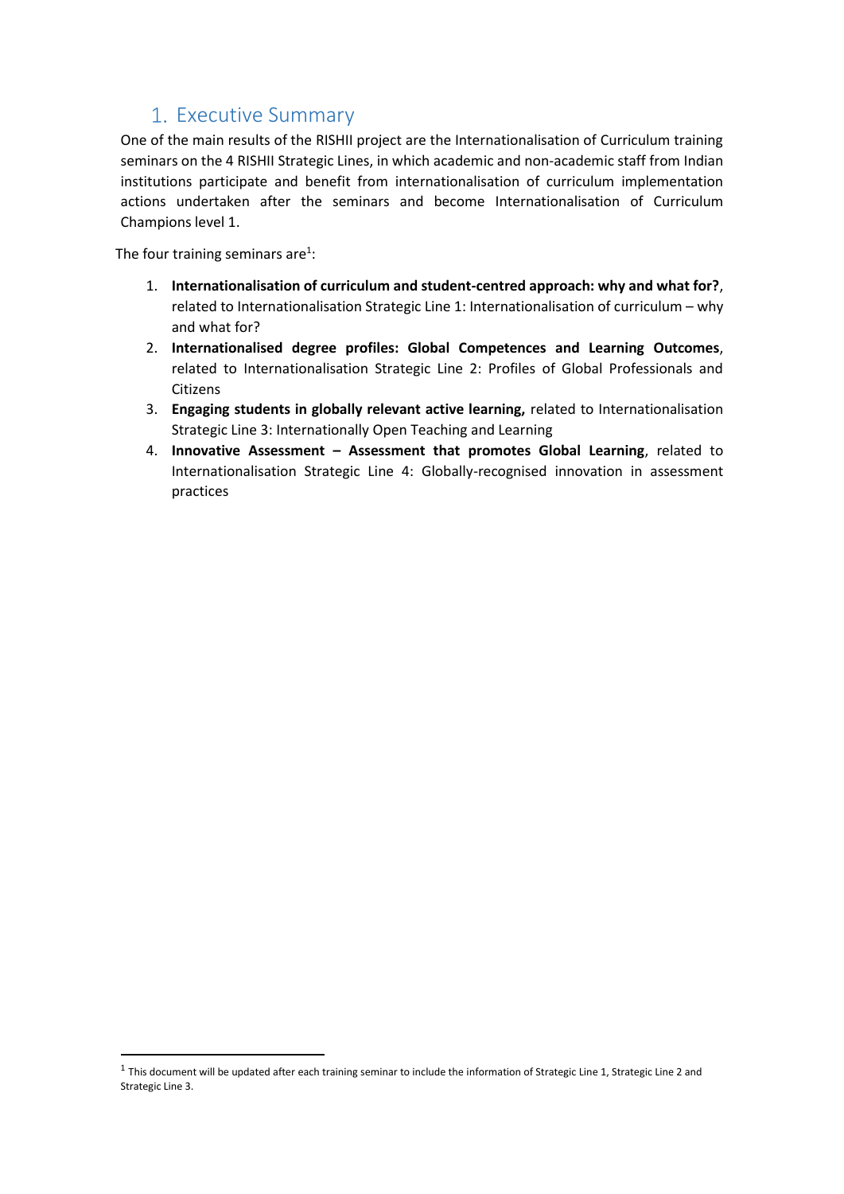# 1. Executive Summary

One of the main results of the RISHII project are the Internationalisation of Curriculum training seminars on the 4 RISHII Strategic Lines, in which academic and non-academic staff from Indian institutions participate and benefit from internationalisation of curriculum implementation actions undertaken after the seminars and become Internationalisation of Curriculum Champions level 1.

The four training seminars are[1]:

1. **Internationalisation of curriculum and student-centred approach: why and what for?**, related to Internationalisation Strategic Line 1: Internationalisation of curriculum – why and what for?
2. **Internationalised degree profiles: Global Competences and Learning Outcomes**, related to Internationalisation Strategic Line 2: Profiles of Global Professionals and Citizens
3. **Engaging students in globally relevant active learning,** related to Internationalisation Strategic Line 3: Internationally Open Teaching and Learning
4. **Innovative Assessment – Assessment that promotes Global Learning**, related to Internationalisation Strategic Line 4: Globally-recognised innovation in assessment practices

---

[1] This document will be updated after each training seminar to include the information of Strategic Line 1, Strategic Line 2 and Strategic Line 3.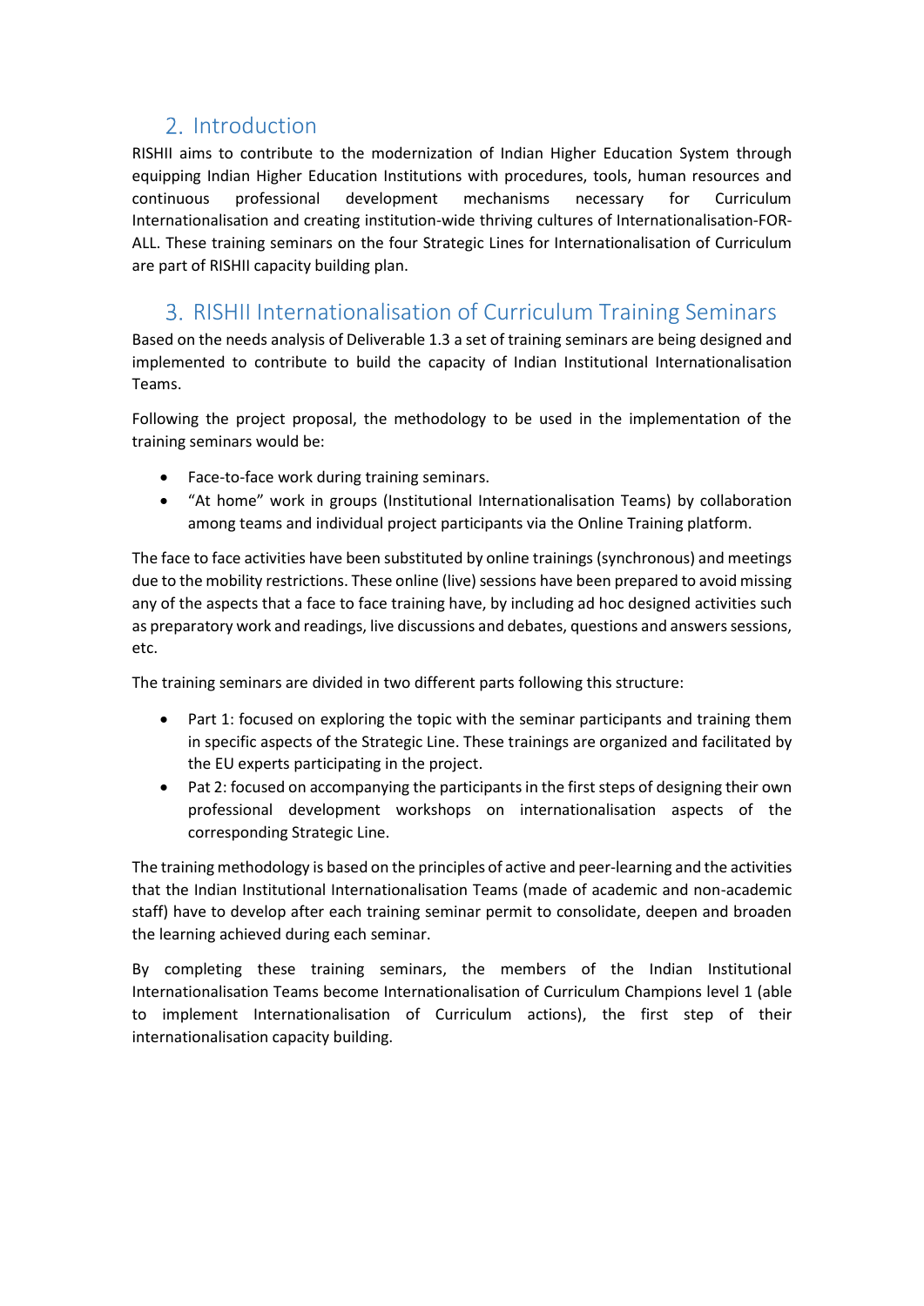## 2. Introduction

RISHII aims to contribute to the modernization of Indian Higher Education System through equipping Indian Higher Education Institutions with procedures, tools, human resources and continuous professional development mechanisms necessary for Curriculum Internationalisation and creating institution-wide thriving cultures of Internationalisation-FOR-ALL. These training seminars on the four Strategic Lines for Internationalisation of Curriculum are part of RISHII capacity building plan.

## 3. RISHII Internationalisation of Curriculum Training Seminars

Based on the needs analysis of Deliverable 1.3 a set of training seminars are being designed and implemented to contribute to build the capacity of Indian Institutional Internationalisation Teams.

Following the project proposal, the methodology to be used in the implementation of the training seminars would be:

- Face-to-face work during training seminars.
- "At home" work in groups (Institutional Internationalisation Teams) by collaboration among teams and individual project participants via the Online Training platform.

The face to face activities have been substituted by online trainings (synchronous) and meetings due to the mobility restrictions. These online (live) sessions have been prepared to avoid missing any of the aspects that a face to face training have, by including ad hoc designed activities such as preparatory work and readings, live discussions and debates, questions and answers sessions, etc.

The training seminars are divided in two different parts following this structure:

- Part 1: focused on exploring the topic with the seminar participants and training them in specific aspects of the Strategic Line. These trainings are organized and facilitated by the EU experts participating in the project.
- Pat 2: focused on accompanying the participants in the first steps of designing their own professional development workshops on internationalisation aspects of the corresponding Strategic Line.

The training methodology is based on the principles of active and peer-learning and the activities that the Indian Institutional Internationalisation Teams (made of academic and non-academic staff) have to develop after each training seminar permit to consolidate, deepen and broaden the learning achieved during each seminar.

By completing these training seminars, the members of the Indian Institutional Internationalisation Teams become Internationalisation of Curriculum Champions level 1 (able to implement Internationalisation of Curriculum actions), the first step of their internationalisation capacity building.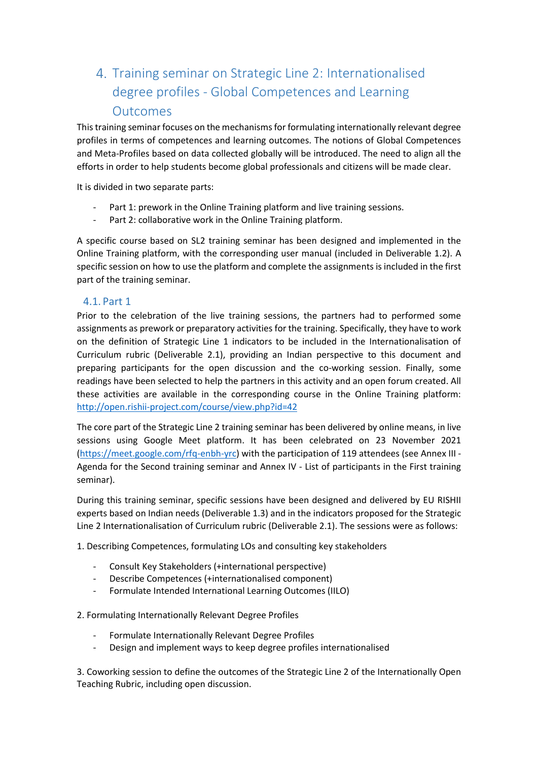## 4. Training seminar on Strategic Line 2: Internationalised degree profiles - Global Competences and Learning Outcomes

This training seminar focuses on the mechanisms for formulating internationally relevant degree profiles in terms of competences and learning outcomes. The notions of Global Competences and Meta-Profiles based on data collected globally will be introduced. The need to align all the efforts in order to help students become global professionals and citizens will be made clear.

It is divided in two separate parts:

- Part 1: prework in the Online Training platform and live training sessions.
- Part 2: collaborative work in the Online Training platform.

A specific course based on SL2 training seminar has been designed and implemented in the Online Training platform, with the corresponding user manual (included in Deliverable 1.2). A specific session on how to use the platform and complete the assignments is included in the first part of the training seminar.

### 4.1. Part 1

Prior to the celebration of the live training sessions, the partners had to performed some assignments as prework or preparatory activities for the training. Specifically, they have to work on the definition of Strategic Line 1 indicators to be included in the Internationalisation of Curriculum rubric (Deliverable 2.1), providing an Indian perspective to this document and preparing participants for the open discussion and the co-working session. Finally, some readings have been selected to help the partners in this activity and an open forum created. All these activities are available in the corresponding course in the Online Training platform: http://open.rishii-project.com/course/view.php?id=42

The core part of the Strategic Line 2 training seminar has been delivered by online means, in live sessions using Google Meet platform. It has been celebrated on 23 November 2021 (https://meet.google.com/rfq-enbh-yrc) with the participation of 119 attendees (see Annex III - Agenda for the Second training seminar and Annex IV - List of participants in the First training seminar).

During this training seminar, specific sessions have been designed and delivered by EU RISHII experts based on Indian needs (Deliverable 1.3) and in the indicators proposed for the Strategic Line 2 Internationalisation of Curriculum rubric (Deliverable 2.1). The sessions were as follows:

1. Describing Competences, formulating LOs and consulting key stakeholders

- Consult Key Stakeholders (+international perspective)
- Describe Competences (+internationalised component)
- Formulate Intended International Learning Outcomes (IILO)

2. Formulating Internationally Relevant Degree Profiles

- Formulate Internationally Relevant Degree Profiles
- Design and implement ways to keep degree profiles internationalised

3. Coworking session to define the outcomes of the Strategic Line 2 of the Internationally Open Teaching Rubric, including open discussion.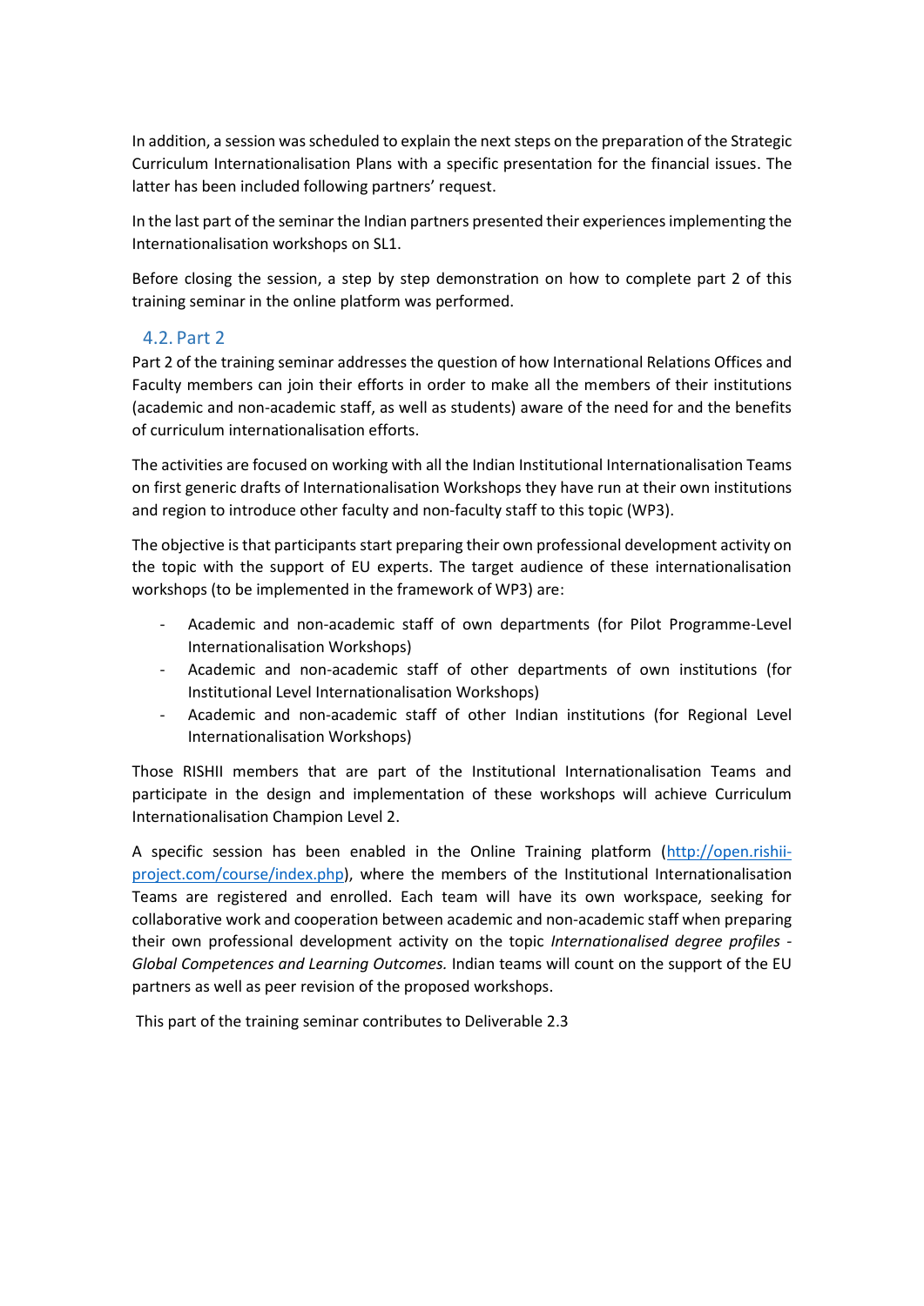In addition, a session was scheduled to explain the next steps on the preparation of the Strategic Curriculum Internationalisation Plans with a specific presentation for the financial issues. The latter has been included following partners' request.

In the last part of the seminar the Indian partners presented their experiences implementing the Internationalisation workshops on SL1.

Before closing the session, a step by step demonstration on how to complete part 2 of this training seminar in the online platform was performed.

## 4.2. Part 2

Part 2 of the training seminar addresses the question of how International Relations Offices and Faculty members can join their efforts in order to make all the members of their institutions (academic and non-academic staff, as well as students) aware of the need for and the benefits of curriculum internationalisation efforts.

The activities are focused on working with all the Indian Institutional Internationalisation Teams on first generic drafts of Internationalisation Workshops they have run at their own institutions and region to introduce other faculty and non-faculty staff to this topic (WP3).

The objective is that participants start preparing their own professional development activity on the topic with the support of EU experts. The target audience of these internationalisation workshops (to be implemented in the framework of WP3) are:

- Academic and non-academic staff of own departments (for Pilot Programme-Level Internationalisation Workshops)
- Academic and non-academic staff of other departments of own institutions (for Institutional Level Internationalisation Workshops)
- Academic and non-academic staff of other Indian institutions (for Regional Level Internationalisation Workshops)

Those RISHII members that are part of the Institutional Internationalisation Teams and participate in the design and implementation of these workshops will achieve Curriculum Internationalisation Champion Level 2.

A specific session has been enabled in the Online Training platform ([http://open.rishii-project.com/course/index.php](http://open.rishii-project.com/course/index.php)), where the members of the Institutional Internationalisation Teams are registered and enrolled. Each team will have its own workspace, seeking for collaborative work and cooperation between academic and non-academic staff when preparing their own professional development activity on the topic *Internationalised degree profiles - Global Competences and Learning Outcomes.* Indian teams will count on the support of the EU partners as well as peer revision of the proposed workshops.

This part of the training seminar contributes to Deliverable 2.3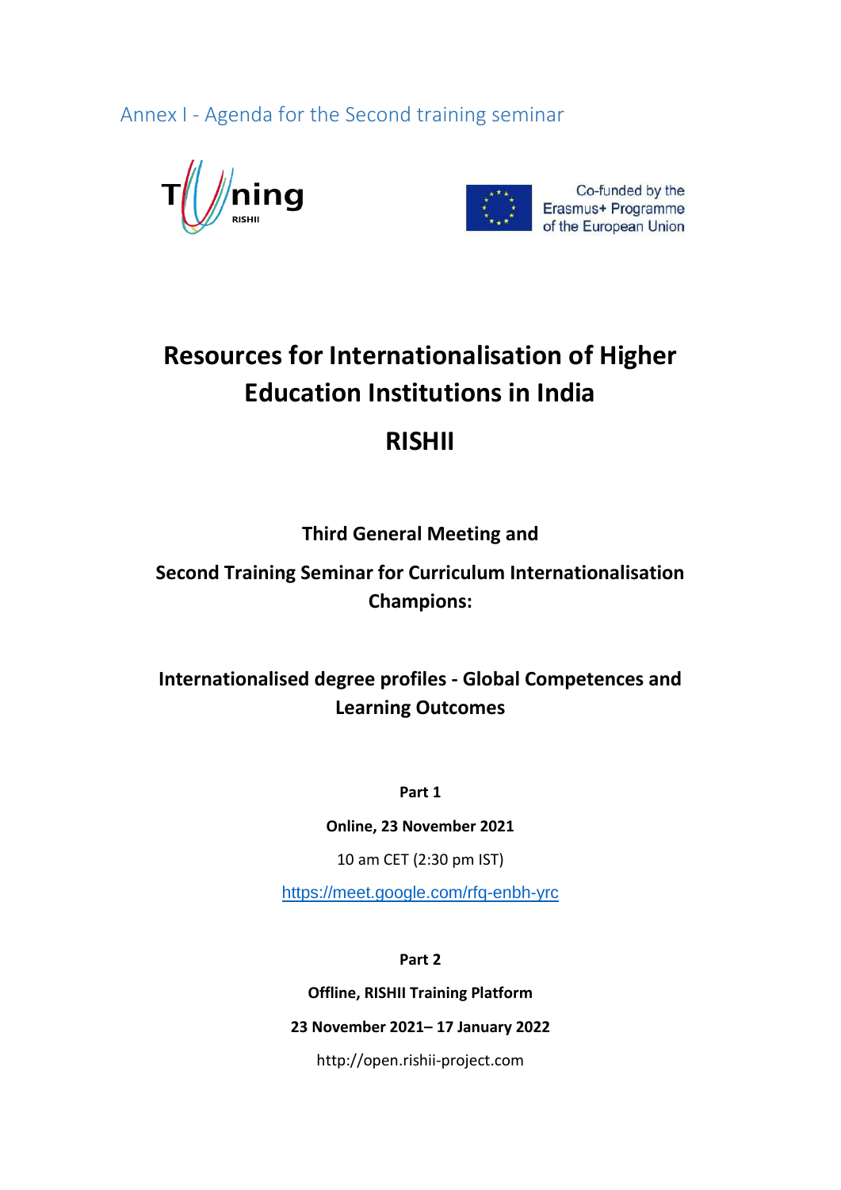## Annex I - Agenda for the Second training seminar

Co-funded by the Erasmus+ Programme of the European Union

# Resources for Internationalisation of Higher Education Institutions in India

# RISHII

**Third General Meeting and**

**Second Training Seminar for Curriculum Internationalisation Champions:**

**Internationalised degree profiles - Global Competences and Learning Outcomes**

**Part 1**

**Online, 23 November 2021**

10 am CET (2:30 pm IST)

https://meet.google.com/rfq-enbh-yrc

**Part 2**

**Offline, RISHII Training Platform**

**23 November 2021– 17 January 2022**

http://open.rishii-project.com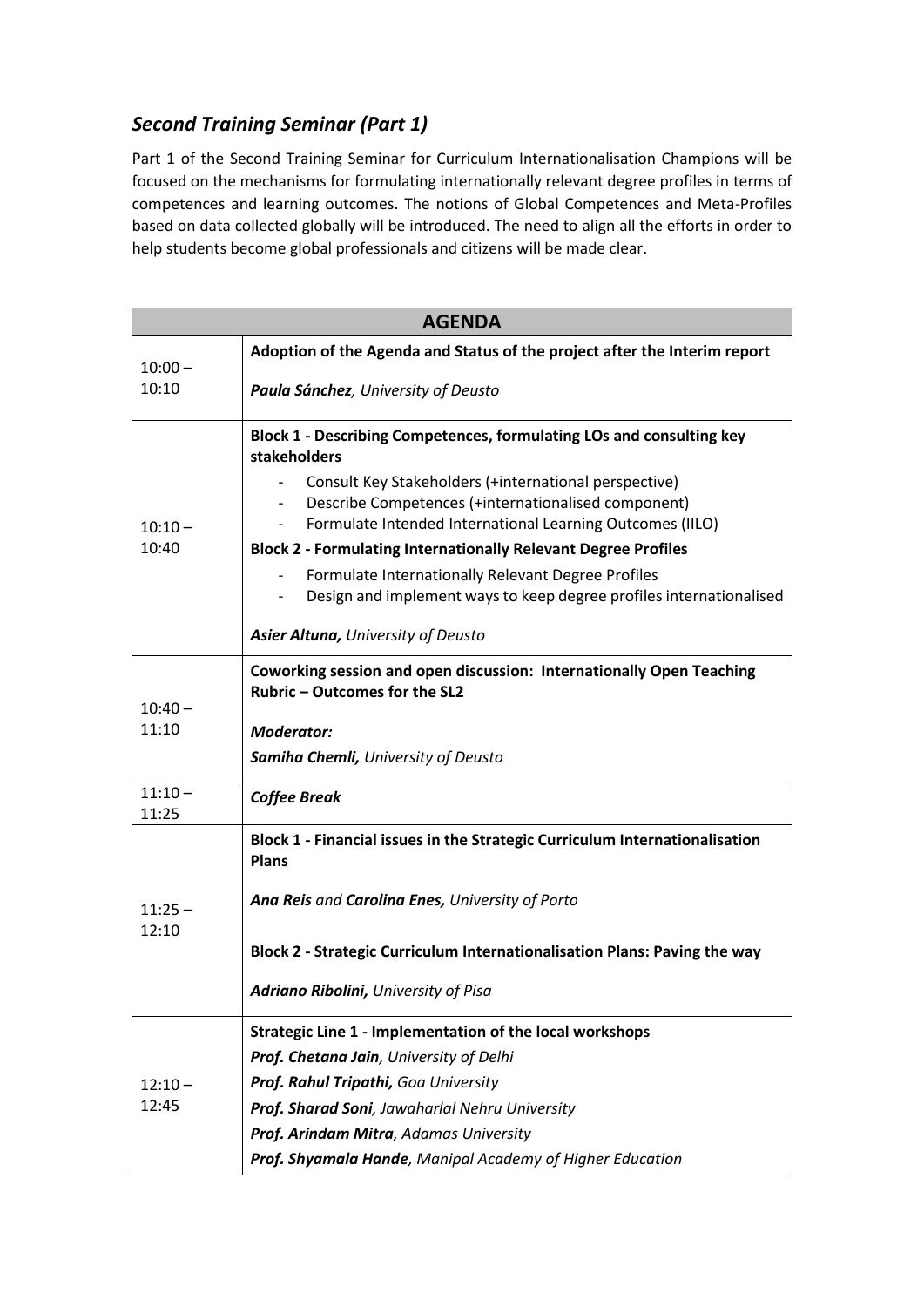## *Second Training Seminar (Part 1)*

Part 1 of the Second Training Seminar for Curriculum Internationalisation Champions will be focused on the mechanisms for formulating internationally relevant degree profiles in terms of competences and learning outcomes. The notions of Global Competences and Meta-Profiles based on data collected globally will be introduced. The need to align all the efforts in order to help students become global professionals and citizens will be made clear.

| **AGENDA** | |
|---|---|
| 10:00 – 10:10 | **Adoption of the Agenda and Status of the project after the Interim report**<br><br>***Paula Sánchez**, University of Deusto* |
| 10:10 – 10:40 | **Block 1 - Describing Competences, formulating LOs and consulting key stakeholders**<br>- Consult Key Stakeholders (+international perspective)<br>- Describe Competences (+internationalised component)<br>- Formulate Intended International Learning Outcomes (IILO)<br>**Block 2 - Formulating Internationally Relevant Degree Profiles**<br>- Formulate Internationally Relevant Degree Profiles<br>- Design and implement ways to keep degree profiles internationalised<br><br>***Asier Altuna,** University of Deusto* |
| 10:40 – 11:10 | **Coworking session and open discussion: Internationally Open Teaching Rubric – Outcomes for the SL2**<br><br>***Moderator:***<br>***Samiha Chemli,** University of Deusto* |
| 11:10 – 11:25 | ***Coffee Break*** |
| 11:25 – 12:10 | **Block 1 - Financial issues in the Strategic Curriculum Internationalisation Plans**<br><br>***Ana Reis** and **Carolina Enes,** University of Porto*<br><br>**Block 2 - Strategic Curriculum Internationalisation Plans: Paving the way**<br><br>***Adriano Ribolini,** University of Pisa* |
| 12:10 – 12:45 | **Strategic Line 1 - Implementation of the local workshops**<br>***Prof. Chetana Jain**, University of Delhi*<br>***Prof. Rahul Tripathi,** Goa University*<br>***Prof. Sharad Soni**, Jawaharlal Nehru University*<br>***Prof. Arindam Mitra**, Adamas University*<br>***Prof. Shyamala Hande**, Manipal Academy of Higher Education* |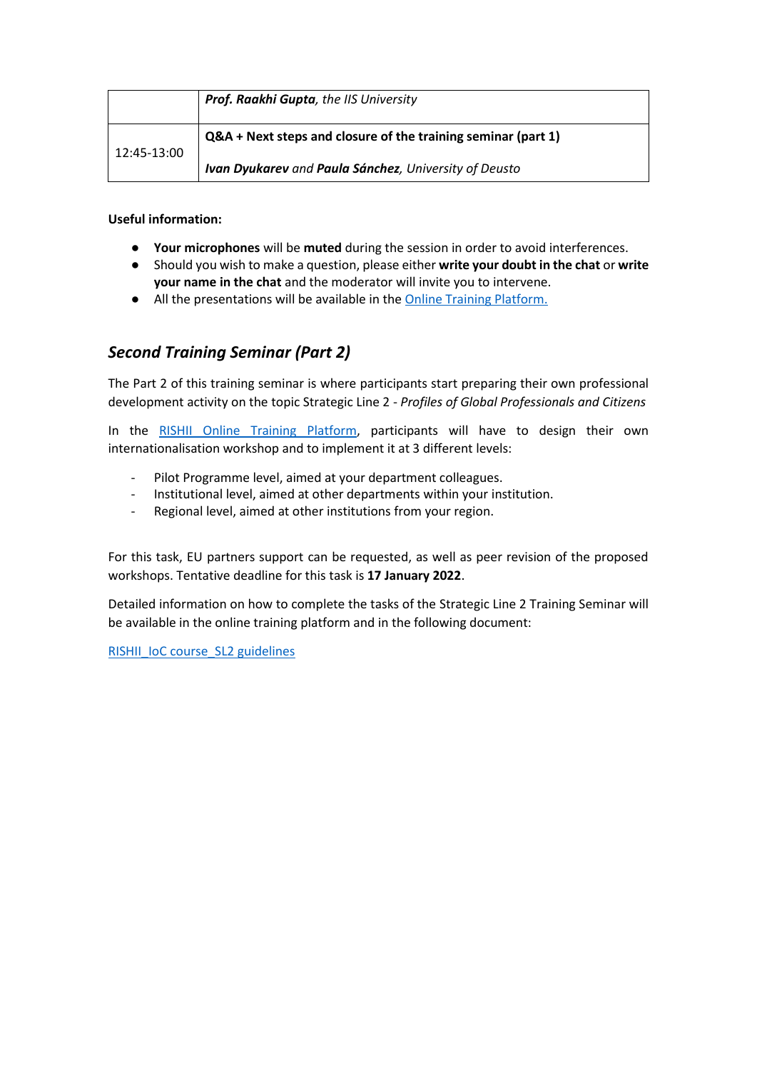|  |  |
| --- | --- |
|  | ***Prof. Raakhi Gupta**, the IIS University* |
| 12:45-13:00 | **Q&A + Next steps and closure of the training seminar (part 1)**<br><br>***Ivan Dyukarev** and **Paula Sánchez**, University of Deusto* |

**Useful information:**

- **Your microphones** will be **muted** during the session in order to avoid interferences.
- Should you wish to make a question, please either **write your doubt in the chat** or **write your name in the chat** and the moderator will invite you to intervene.
- All the presentations will be available in the Online Training Platform.

## *Second Training Seminar (Part 2)*

The Part 2 of this training seminar is where participants start preparing their own professional development activity on the topic Strategic Line 2 - *Profiles of Global Professionals and Citizens*

In the RISHII Online Training Platform, participants will have to design their own internationalisation workshop and to implement it at 3 different levels:

- Pilot Programme level, aimed at your department colleagues.
- Institutional level, aimed at other departments within your institution.
- Regional level, aimed at other institutions from your region.

For this task, EU partners support can be requested, as well as peer revision of the proposed workshops. Tentative deadline for this task is **17 January 2022**.

Detailed information on how to complete the tasks of the Strategic Line 2 Training Seminar will be available in the online training platform and in the following document:

RISHII_IoC course_SL2 guidelines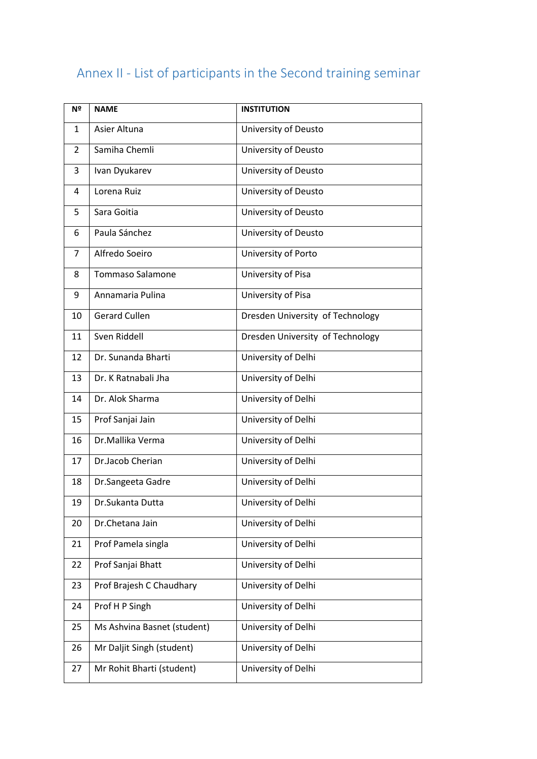## Annex II - List of participants in the Second training seminar

| Nº | NAME | INSTITUTION |
|---|---|---|
| 1 | Asier Altuna | University of Deusto |
| 2 | Samiha Chemli | University of Deusto |
| 3 | Ivan Dyukarev | University of Deusto |
| 4 | Lorena Ruiz | University of Deusto |
| 5 | Sara Goitia | University of Deusto |
| 6 | Paula Sánchez | University of Deusto |
| 7 | Alfredo Soeiro | University of Porto |
| 8 | Tommaso Salamone | University of Pisa |
| 9 | Annamaria Pulina | University of Pisa |
| 10 | Gerard Cullen | Dresden University of Technology |
| 11 | Sven Riddell | Dresden University of Technology |
| 12 | Dr. Sunanda Bharti | University of Delhi |
| 13 | Dr. K Ratnabali Jha | University of Delhi |
| 14 | Dr. Alok Sharma | University of Delhi |
| 15 | Prof Sanjai Jain | University of Delhi |
| 16 | Dr.Mallika Verma | University of Delhi |
| 17 | Dr.Jacob Cherian | University of Delhi |
| 18 | Dr.Sangeeta Gadre | University of Delhi |
| 19 | Dr.Sukanta Dutta | University of Delhi |
| 20 | Dr.Chetana Jain | University of Delhi |
| 21 | Prof Pamela singla | University of Delhi |
| 22 | Prof Sanjai Bhatt | University of Delhi |
| 23 | Prof Brajesh C Chaudhary | University of Delhi |
| 24 | Prof H P Singh | University of Delhi |
| 25 | Ms Ashvina Basnet (student) | University of Delhi |
| 26 | Mr Daljit Singh (student) | University of Delhi |
| 27 | Mr Rohit Bharti (student) | University of Delhi |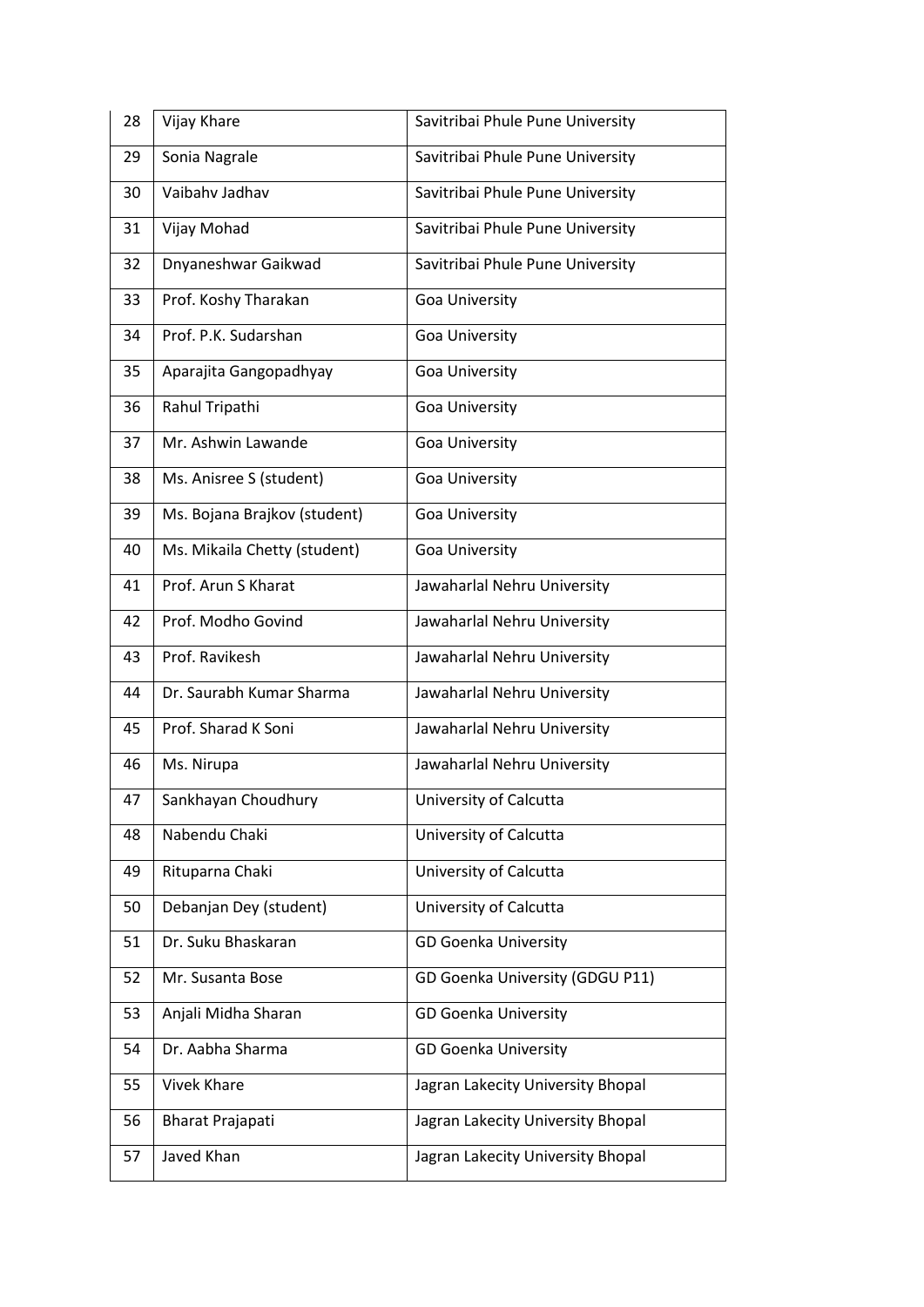| 28 | Vijay Khare | Savitribai Phule Pune University |
|---|---|---|
| 29 | Sonia Nagrale | Savitribai Phule Pune University |
| 30 | Vaibahv Jadhav | Savitribai Phule Pune University |
| 31 | Vijay Mohad | Savitribai Phule Pune University |
| 32 | Dnyaneshwar Gaikwad | Savitribai Phule Pune University |
| 33 | Prof. Koshy Tharakan | Goa University |
| 34 | Prof. P.K. Sudarshan | Goa University |
| 35 | Aparajita Gangopadhyay | Goa University |
| 36 | Rahul Tripathi | Goa University |
| 37 | Mr. Ashwin Lawande | Goa University |
| 38 | Ms. Anisree S (student) | Goa University |
| 39 | Ms. Bojana Brajkov (student) | Goa University |
| 40 | Ms. Mikaila Chetty (student) | Goa University |
| 41 | Prof. Arun S Kharat | Jawaharlal Nehru University |
| 42 | Prof. Modho Govind | Jawaharlal Nehru University |
| 43 | Prof. Ravikesh | Jawaharlal Nehru University |
| 44 | Dr. Saurabh Kumar Sharma | Jawaharlal Nehru University |
| 45 | Prof. Sharad K Soni | Jawaharlal Nehru University |
| 46 | Ms. Nirupa | Jawaharlal Nehru University |
| 47 | Sankhayan Choudhury | University of Calcutta |
| 48 | Nabendu Chaki | University of Calcutta |
| 49 | Rituparna Chaki | University of Calcutta |
| 50 | Debanjan Dey (student) | University of Calcutta |
| 51 | Dr. Suku Bhaskaran | GD Goenka University |
| 52 | Mr. Susanta Bose | GD Goenka University (GDGU P11) |
| 53 | Anjali Midha Sharan | GD Goenka University |
| 54 | Dr. Aabha Sharma | GD Goenka University |
| 55 | Vivek Khare | Jagran Lakecity University Bhopal |
| 56 | Bharat Prajapati | Jagran Lakecity University Bhopal |
| 57 | Javed Khan | Jagran Lakecity University Bhopal |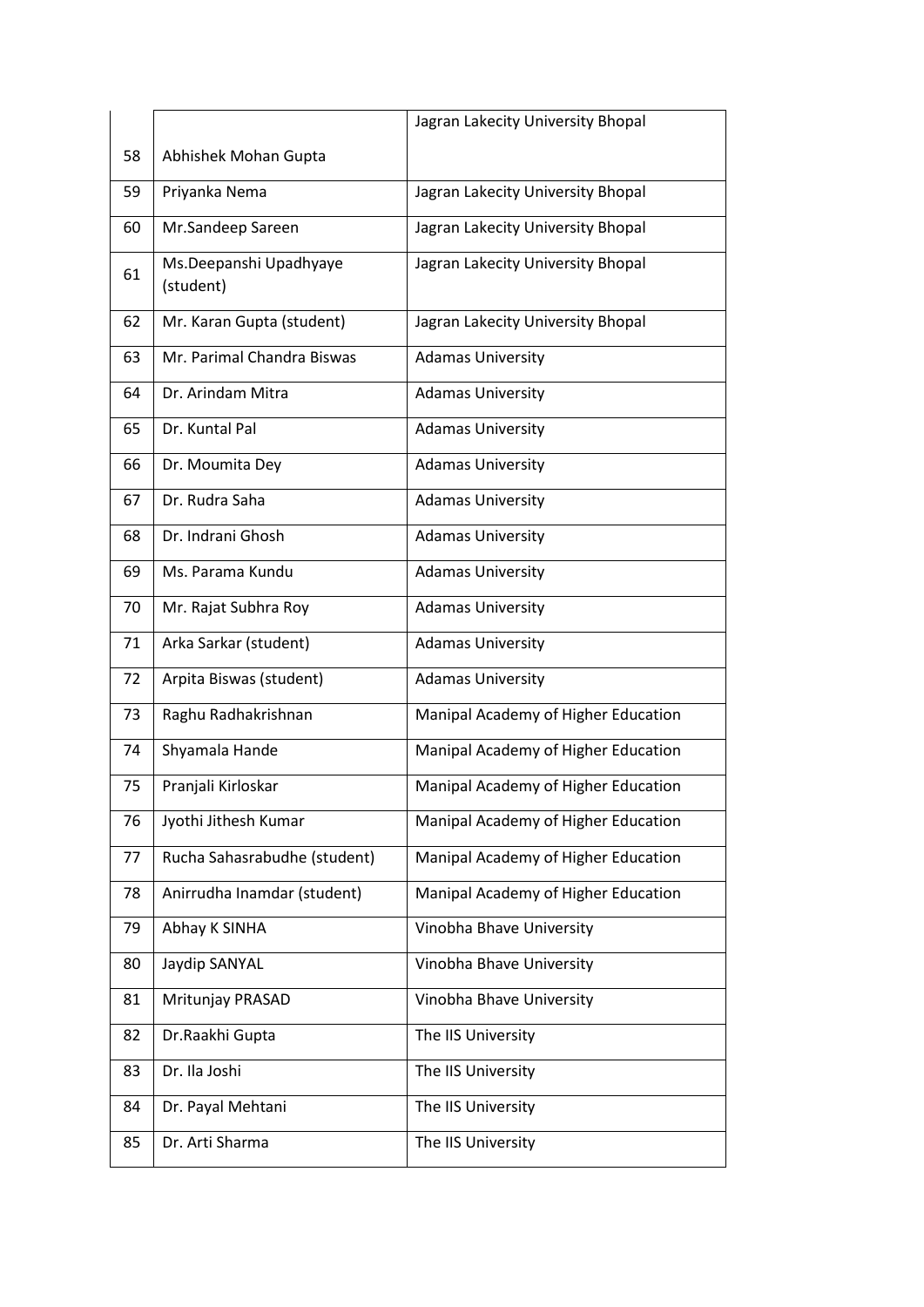| | | |
|---|---|---|
| 58 | Abhishek Mohan Gupta | Jagran Lakecity University Bhopal |
| 59 | Priyanka Nema | Jagran Lakecity University Bhopal |
| 60 | Mr.Sandeep Sareen | Jagran Lakecity University Bhopal |
| 61 | Ms.Deepanshi Upadhyaye (student) | Jagran Lakecity University Bhopal |
| 62 | Mr. Karan Gupta (student) | Jagran Lakecity University Bhopal |
| 63 | Mr. Parimal Chandra Biswas | Adamas University |
| 64 | Dr. Arindam Mitra | Adamas University |
| 65 | Dr. Kuntal Pal | Adamas University |
| 66 | Dr. Moumita Dey | Adamas University |
| 67 | Dr. Rudra Saha | Adamas University |
| 68 | Dr. Indrani Ghosh | Adamas University |
| 69 | Ms. Parama Kundu | Adamas University |
| 70 | Mr. Rajat Subhra Roy | Adamas University |
| 71 | Arka Sarkar (student) | Adamas University |
| 72 | Arpita Biswas (student) | Adamas University |
| 73 | Raghu Radhakrishnan | Manipal Academy of Higher Education |
| 74 | Shyamala Hande | Manipal Academy of Higher Education |
| 75 | Pranjali Kirloskar | Manipal Academy of Higher Education |
| 76 | Jyothi Jithesh Kumar | Manipal Academy of Higher Education |
| 77 | Rucha Sahasrabudhe (student) | Manipal Academy of Higher Education |
| 78 | Anirrudha Inamdar (student) | Manipal Academy of Higher Education |
| 79 | Abhay K SINHA | Vinobha Bhave University |
| 80 | Jaydip SANYAL | Vinobha Bhave University |
| 81 | Mritunjay PRASAD | Vinobha Bhave University |
| 82 | Dr.Raakhi Gupta | The IIS University |
| 83 | Dr. Ila Joshi | The IIS University |
| 84 | Dr. Payal Mehtani | The IIS University |
| 85 | Dr. Arti Sharma | The IIS University |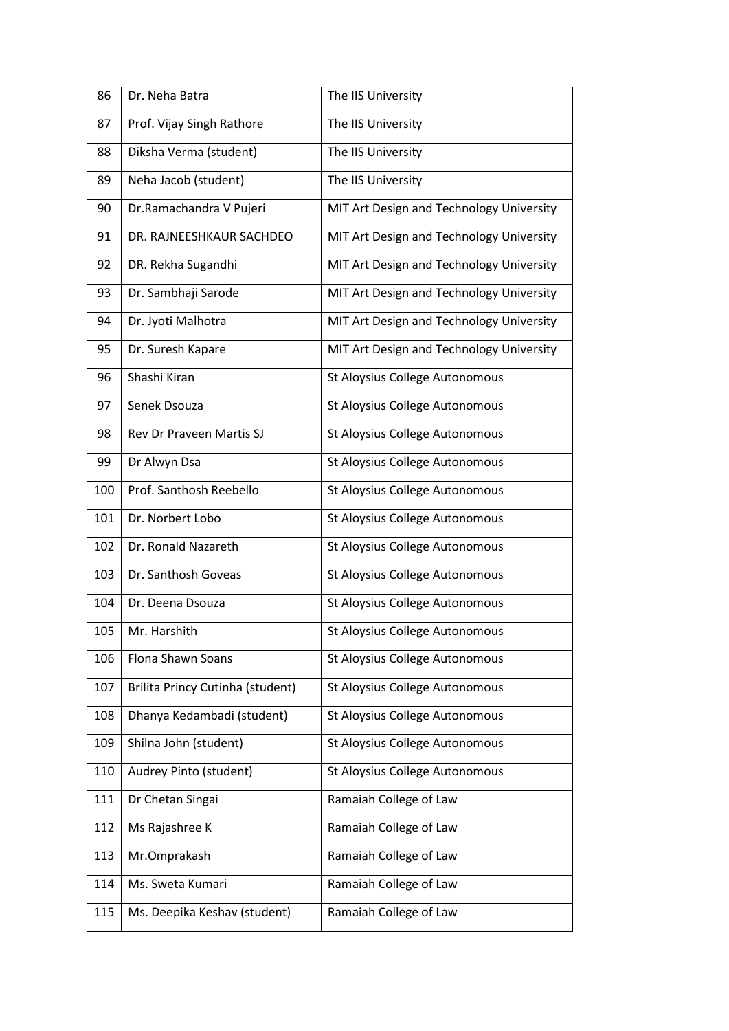| 86 | Dr. Neha Batra | The IIS University |
|---|---|---|
| 87 | Prof. Vijay Singh Rathore | The IIS University |
| 88 | Diksha Verma (student) | The IIS University |
| 89 | Neha Jacob (student) | The IIS University |
| 90 | Dr.Ramachandra V Pujeri | MIT Art Design and Technology University |
| 91 | DR. RAJNEESHKAUR SACHDEO | MIT Art Design and Technology University |
| 92 | DR. Rekha Sugandhi | MIT Art Design and Technology University |
| 93 | Dr. Sambhaji Sarode | MIT Art Design and Technology University |
| 94 | Dr. Jyoti Malhotra | MIT Art Design and Technology University |
| 95 | Dr. Suresh Kapare | MIT Art Design and Technology University |
| 96 | Shashi Kiran | St Aloysius College Autonomous |
| 97 | Senek Dsouza | St Aloysius College Autonomous |
| 98 | Rev Dr Praveen Martis SJ | St Aloysius College Autonomous |
| 99 | Dr Alwyn Dsa | St Aloysius College Autonomous |
| 100 | Prof. Santhosh Reebello | St Aloysius College Autonomous |
| 101 | Dr. Norbert Lobo | St Aloysius College Autonomous |
| 102 | Dr. Ronald Nazareth | St Aloysius College Autonomous |
| 103 | Dr. Santhosh Goveas | St Aloysius College Autonomous |
| 104 | Dr. Deena Dsouza | St Aloysius College Autonomous |
| 105 | Mr. Harshith | St Aloysius College Autonomous |
| 106 | Flona Shawn Soans | St Aloysius College Autonomous |
| 107 | Brilita Princy Cutinha (student) | St Aloysius College Autonomous |
| 108 | Dhanya Kedambadi (student) | St Aloysius College Autonomous |
| 109 | Shilna John (student) | St Aloysius College Autonomous |
| 110 | Audrey Pinto (student) | St Aloysius College Autonomous |
| 111 | Dr Chetan Singai | Ramaiah College of Law |
| 112 | Ms Rajashree K | Ramaiah College of Law |
| 113 | Mr.Omprakash | Ramaiah College of Law |
| 114 | Ms. Sweta Kumari | Ramaiah College of Law |
| 115 | Ms. Deepika Keshav (student) | Ramaiah College of Law |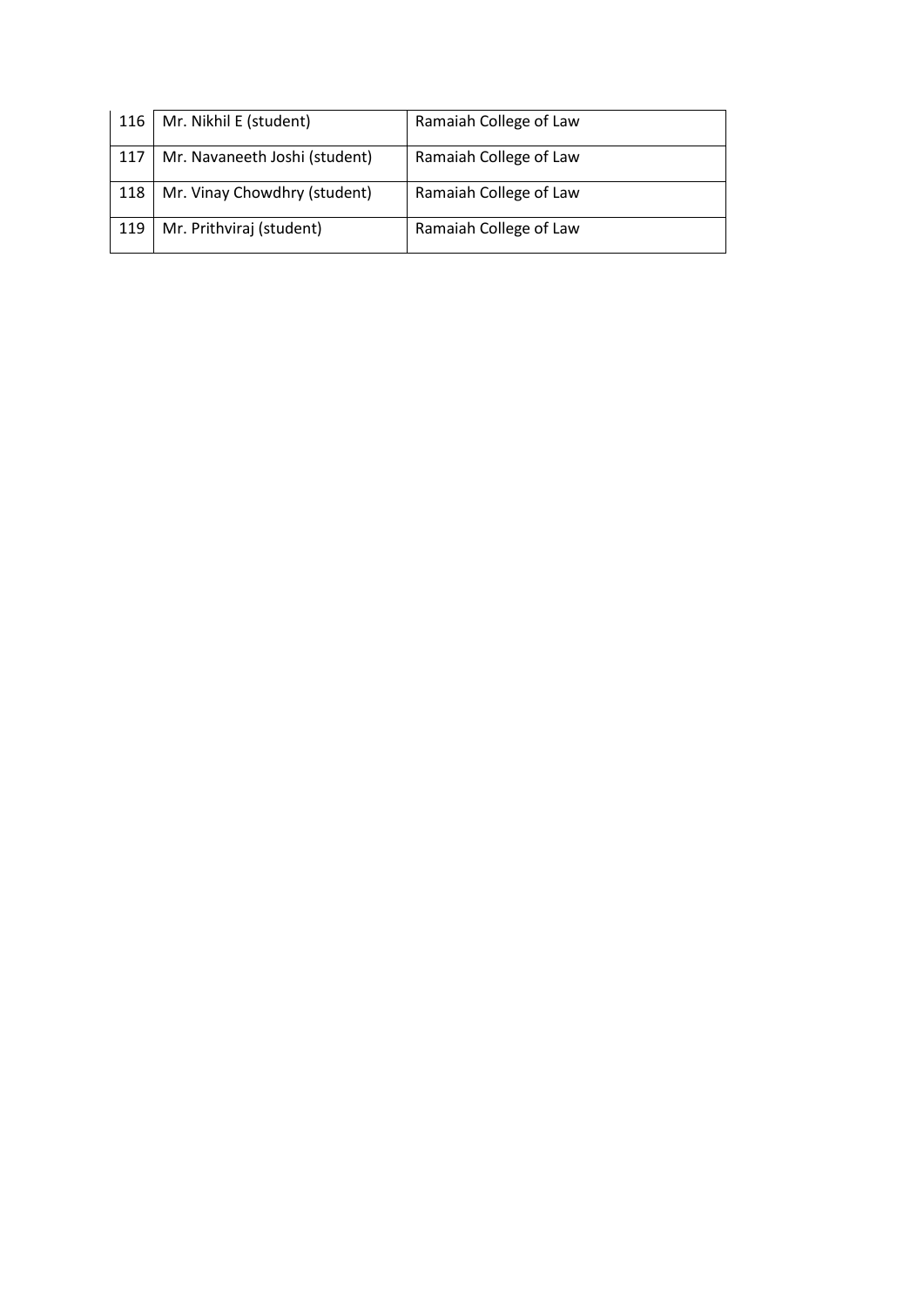| | | |
|---|---|---|
| 116 | Mr. Nikhil E (student) | Ramaiah College of Law |
| 117 | Mr. Navaneeth Joshi (student) | Ramaiah College of Law |
| 118 | Mr. Vinay Chowdhry (student) | Ramaiah College of Law |
| 119 | Mr. Prithviraj (student) | Ramaiah College of Law |